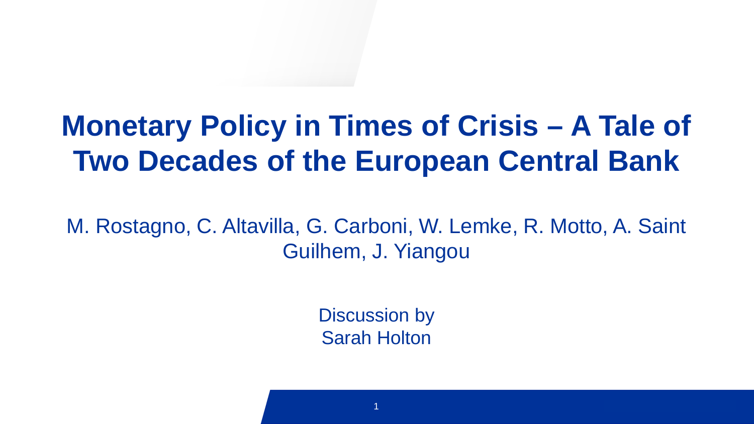# Monetary Policy in Times of Crisis – A Tale of Two Decades of the European Central Bank

M. Rostagno, C. Altavilla, G. Carboni, W. Lemke, R. Motto, A. Saint Guilhem, J. Yiangou

Discussion by
Sarah Holton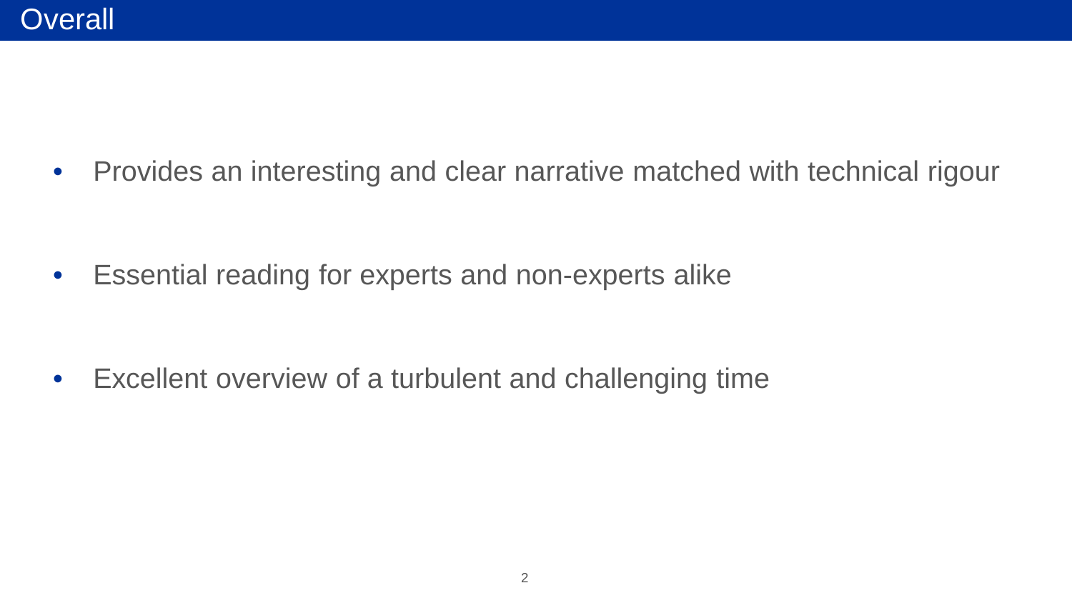# Overall

- Provides an interesting and clear narrative matched with technical rigour
- Essential reading for experts and non-experts alike
- Excellent overview of a turbulent and challenging time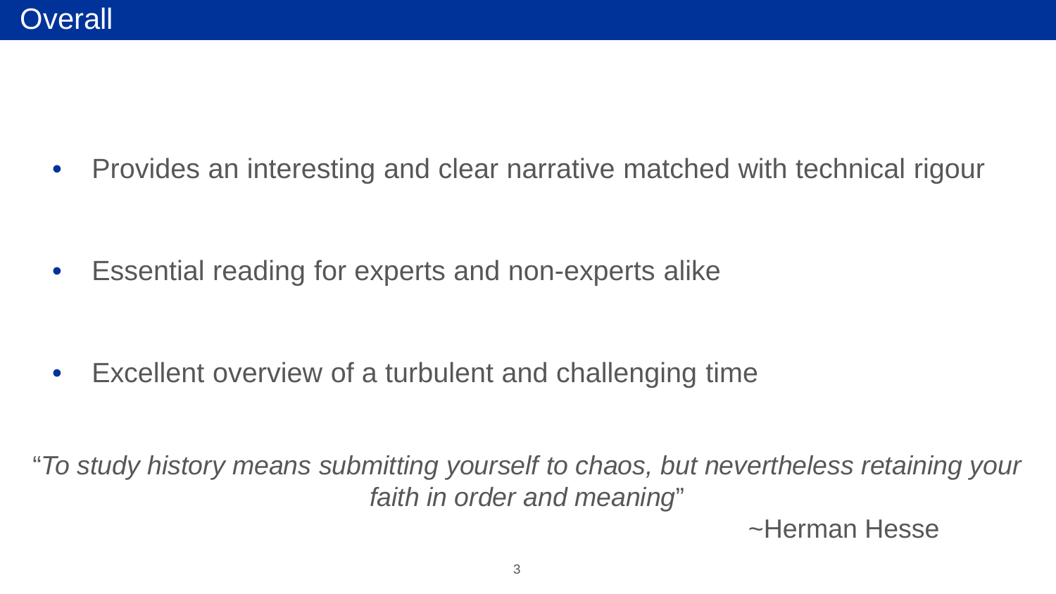# Overall

- Provides an interesting and clear narrative matched with technical rigour
- Essential reading for experts and non-experts alike
- Excellent overview of a turbulent and challenging time

"*To study history means submitting yourself to chaos, but nevertheless retaining your faith in order and meaning*"

~Herman Hesse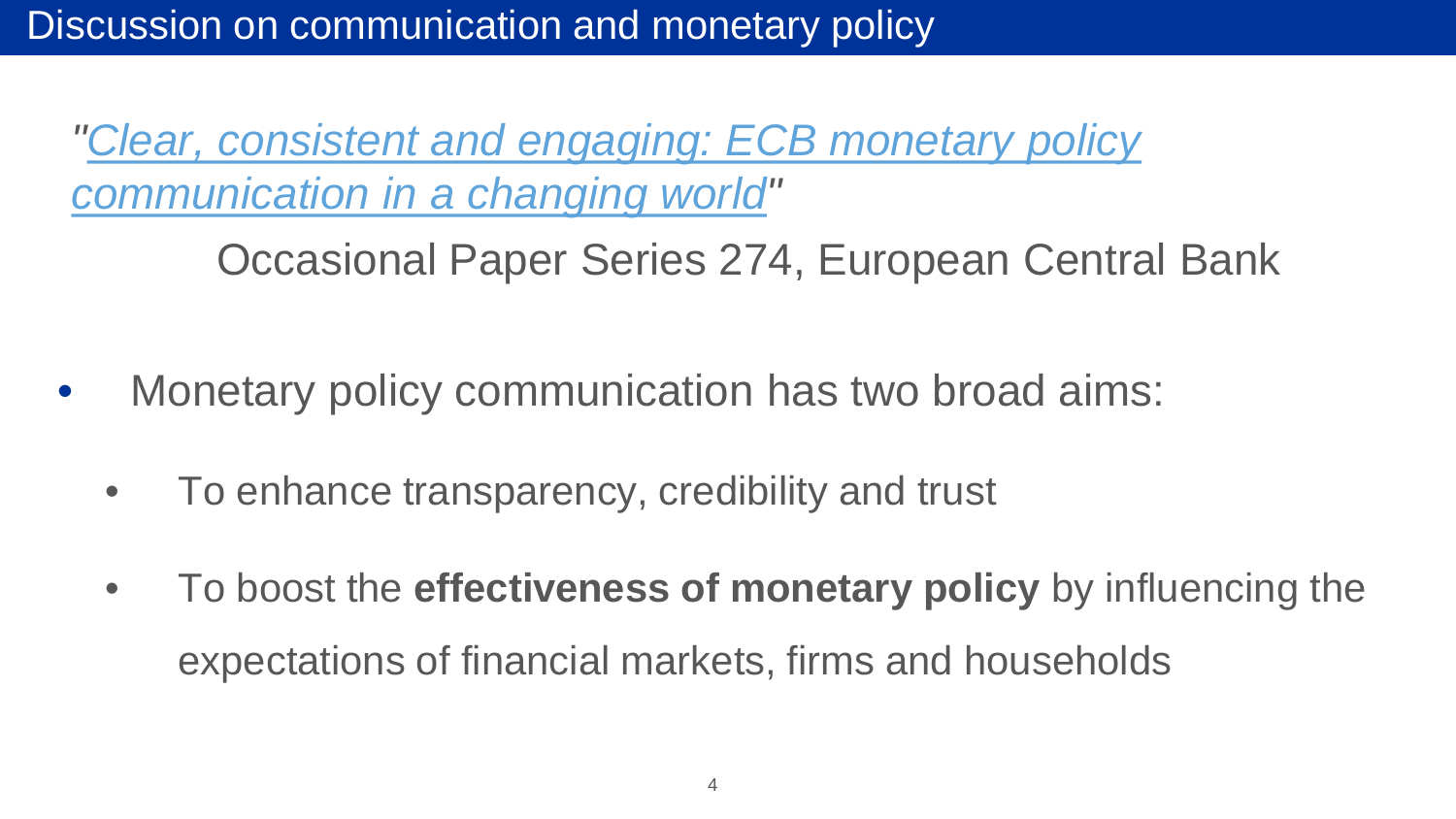# Discussion on communication and monetary policy

*"Clear, consistent and engaging: ECB monetary policy communication in a changing world"*

Occasional Paper Series 274, European Central Bank

- Monetary policy communication has two broad aims:
  - To enhance transparency, credibility and trust
  - To boost the **effectiveness of monetary policy** by influencing the expectations of financial markets, firms and households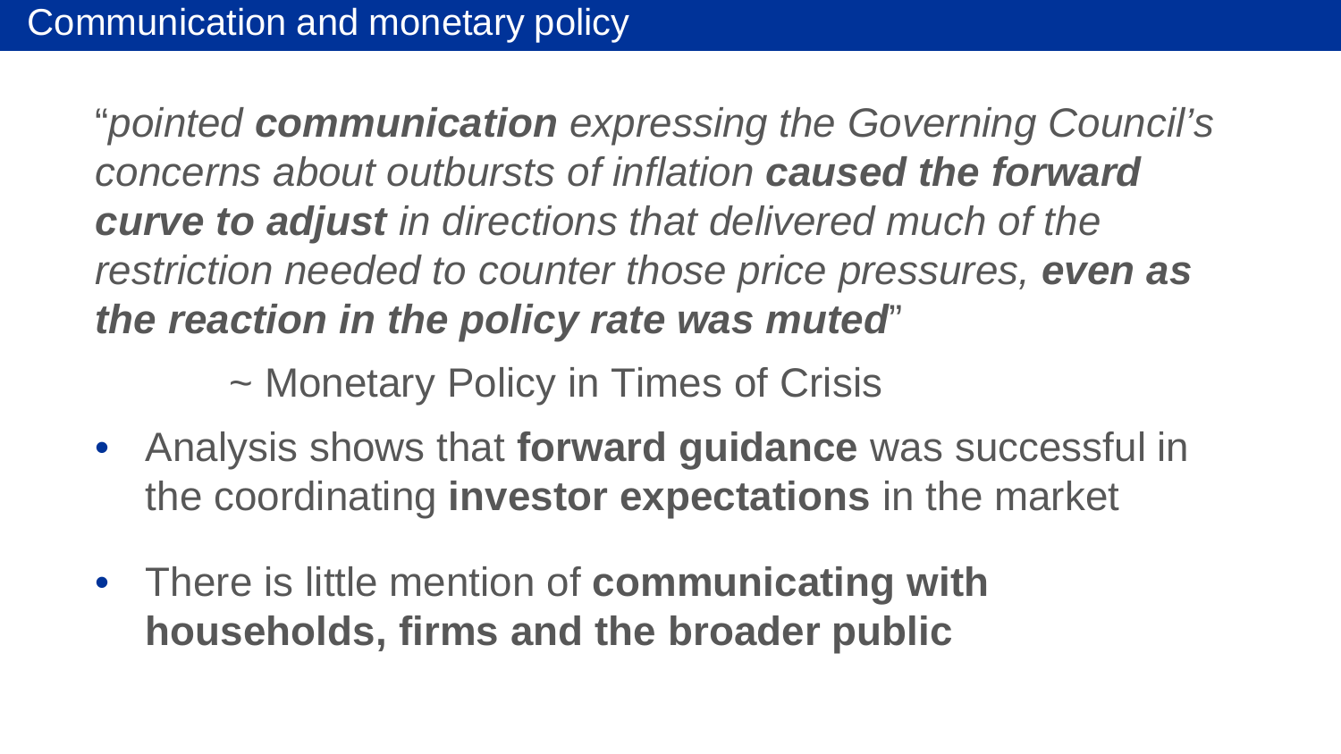# Communication and monetary policy

"*pointed **communication** expressing the Governing Council's concerns about outbursts of inflation **caused the forward curve to adjust** in directions that delivered much of the restriction needed to counter those price pressures, **even as the reaction in the policy rate was muted***"

~ Monetary Policy in Times of Crisis

- Analysis shows that **forward guidance** was successful in the coordinating **investor expectations** in the market
- There is little mention of **communicating with households, firms and the broader public**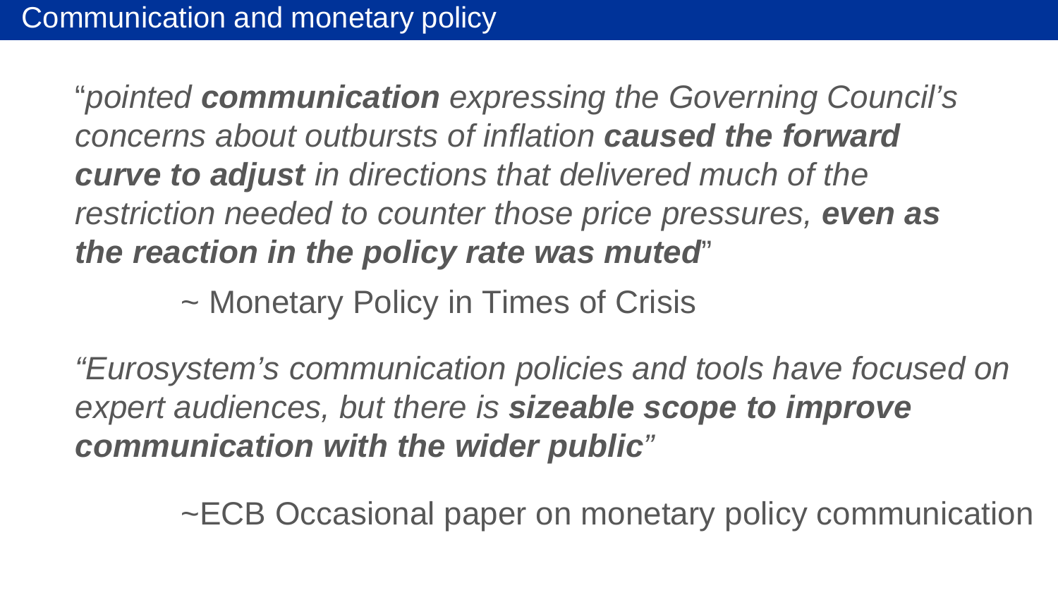# Communication and monetary policy

"*pointed **communication** expressing the Governing Council's concerns about outbursts of inflation **caused the forward curve to adjust** in directions that delivered much of the restriction needed to counter those price pressures, **even as the reaction in the policy rate was muted***"

~ Monetary Policy in Times of Crisis

*"Eurosystem's communication policies and tools have focused on expert audiences, but there is **sizeable scope to improve communication with the wider public**"*

~ECB Occasional paper on monetary policy communication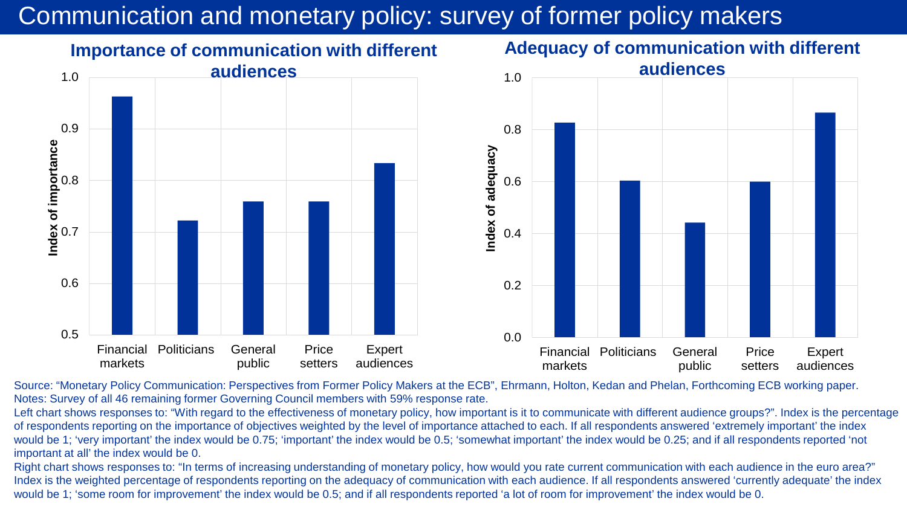# Communication and monetary policy: survey of former policy makers

## Importance of communication with different audiences

| Audience | Index of importance |
| --- | --- |
| Financial markets | 0.96 |
| Politicians | 0.72 |
| General public | 0.76 |
| Price setters | 0.76 |
| Expert audiences | 0.83 |

## Adequacy of communication with different audiences

| Audience | Index of adequacy |
| --- | --- |
| Financial markets | 0.83 |
| Politicians | 0.60 |
| General public | 0.44 |
| Price setters | 0.60 |
| Expert audiences | 0.87 |

Source: "Monetary Policy Communication: Perspectives from Former Policy Makers at the ECB", Ehrmann, Holton, Kedan and Phelan, Forthcoming ECB working paper.
Notes: Survey of all 46 remaining former Governing Council members with 59% response rate.
Left chart shows responses to: "With regard to the effectiveness of monetary policy, how important is it to communicate with different audience groups?". Index is the percentage of respondents reporting on the importance of objectives weighted by the level of importance attached to each. If all respondents answered 'extremely important' the index would be 1; 'very important' the index would be 0.75; 'important' the index would be 0.5; 'somewhat important' the index would be 0.25; and if all respondents reported 'not important at all' the index would be 0.
Right chart shows responses to: "In terms of increasing understanding of monetary policy, how would you rate current communication with each audience in the euro area?" Index is the weighted percentage of respondents reporting on the adequacy of communication with each audience. If all respondents answered 'currently adequate' the index would be 1; 'some room for improvement' the index would be 0.5; and if all respondents reported 'a lot of room for improvement' the index would be 0.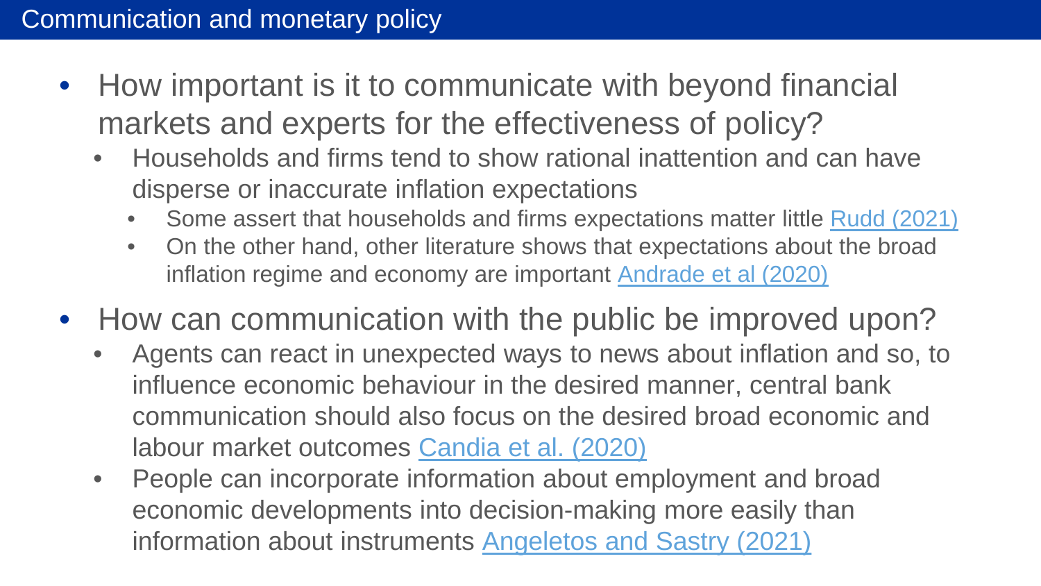# Communication and monetary policy

- How important is it to communicate with beyond financial markets and experts for the effectiveness of policy?
  - Households and firms tend to show rational inattention and can have disperse or inaccurate inflation expectations
    - Some assert that households and firms expectations matter little Rudd (2021)
    - On the other hand, other literature shows that expectations about the broad inflation regime and economy are important Andrade et al (2020)
- How can communication with the public be improved upon?
  - Agents can react in unexpected ways to news about inflation and so, to influence economic behaviour in the desired manner, central bank communication should also focus on the desired broad economic and labour market outcomes Candia et al. (2020)
  - People can incorporate information about employment and broad economic developments into decision-making more easily than information about instruments Angeletos and Sastry (2021)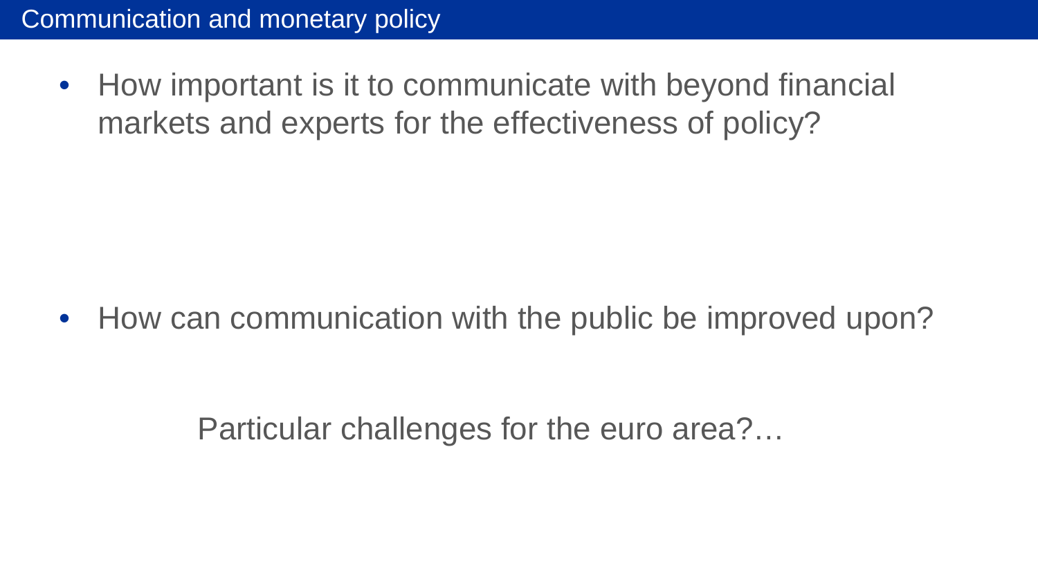# Communication and monetary policy

- How important is it to communicate with beyond financial markets and experts for the effectiveness of policy?

- How can communication with the public be improved upon?

Particular challenges for the euro area?…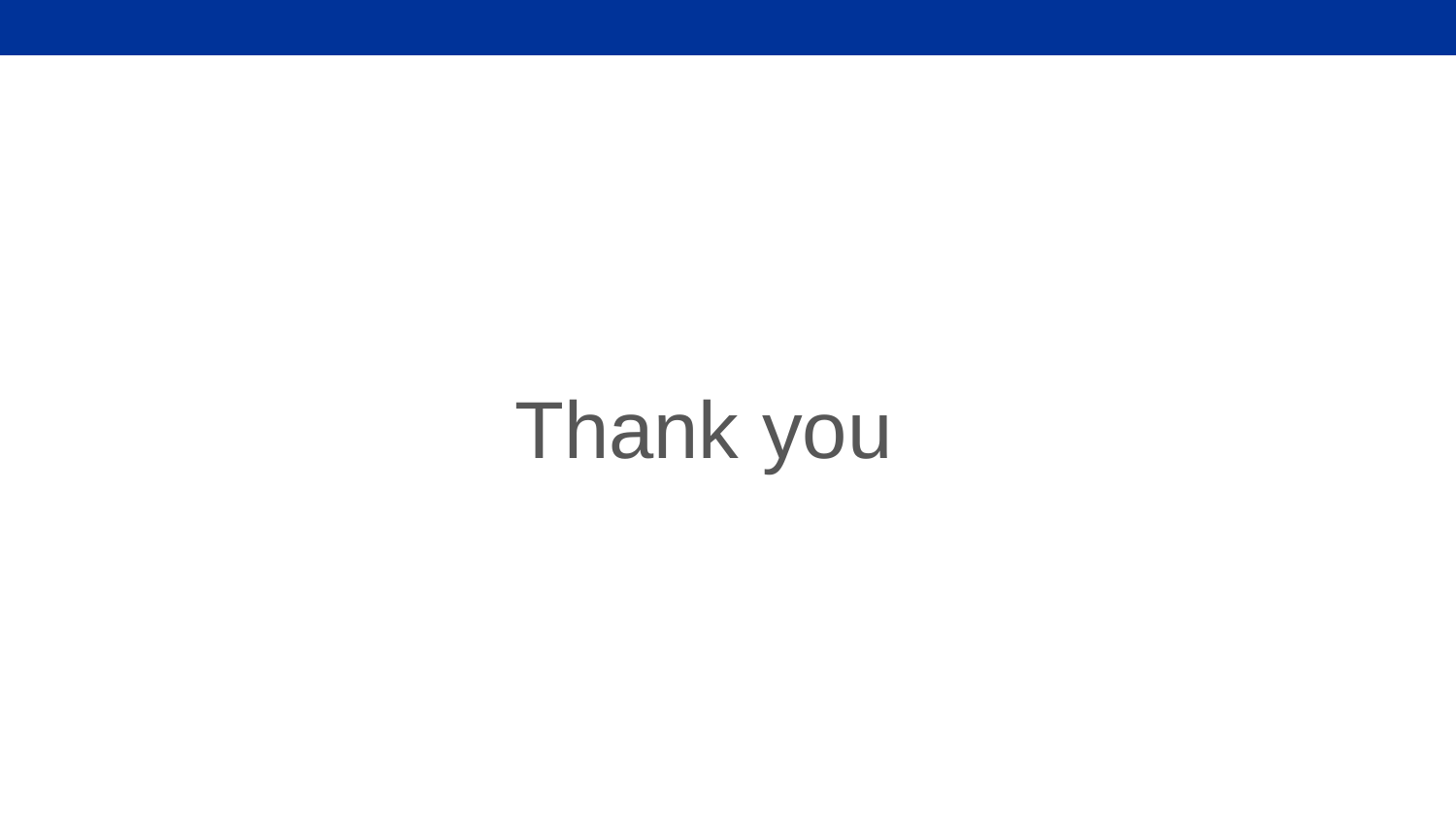Thank you